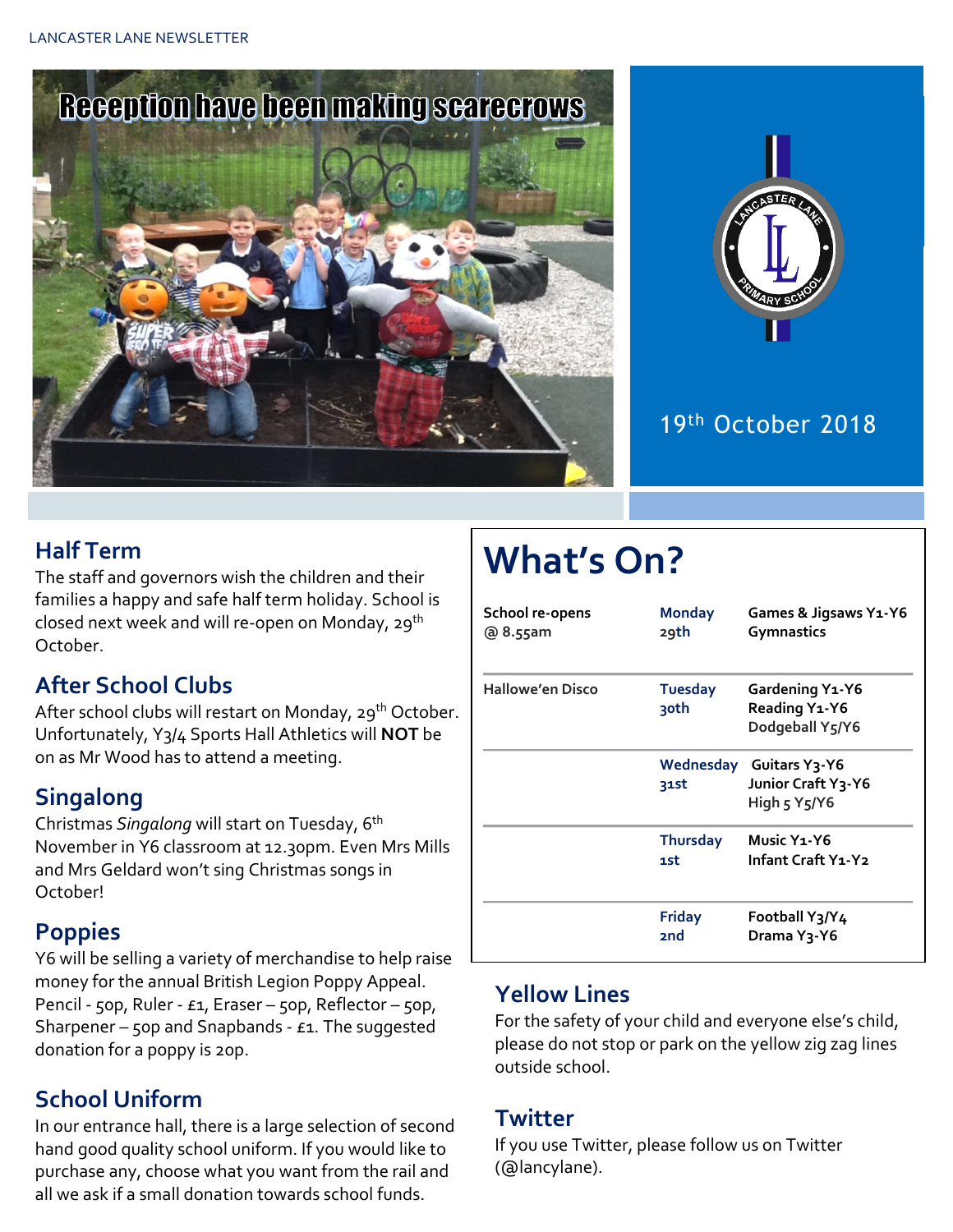Reception have been making scarecrows

19th October 2018

## Half Term

The staff and governors wish the children and their families a happy and safe half term holiday. School is closed next week and will re-open on Monday, 29th October.

## After School Clubs

After school clubs will restart on Monday, 29th October. Unfortunately, Y3/4 Sports Hall Athletics will **NOT** be on as Mr Wood has to attend a meeting.

## Singalong

Christmas *Singalong* will start on Tuesday, 6th November in Y6 classroom at 12.30pm. Even Mrs Mills and Mrs Geldard won't sing Christmas songs in October!

## Poppies

Y6 will be selling a variety of merchandise to help raise money for the annual British Legion Poppy Appeal. Pencil - 50p, Ruler - £1, Eraser – 50p, Reflector – 50p, Sharpener – 50p and Snapbands - £1. The suggested donation for a poppy is 20p.

## School Uniform

In our entrance hall, there is a large selection of second hand good quality school uniform. If you would like to purchase any, choose what you want from the rail and all we ask if a small donation towards school funds.

# What's On?

| | | |
|---|---|---|
| School re-opens @ 8.55am | Monday 29th | Games & Jigsaws Y1-Y6<br>Gymnastics |
| Hallowe'en Disco | Tuesday 30th | Gardening Y1-Y6<br>Reading Y1-Y6<br>Dodgeball Y5/Y6 |
| | Wednesday 31st | Guitars Y3-Y6<br>Junior Craft Y3-Y6<br>High 5 Y5/Y6 |
| | Thursday 1st | Music Y1-Y6<br>Infant Craft Y1-Y2 |
| | Friday 2nd | Football Y3/Y4<br>Drama Y3-Y6 |

## Yellow Lines

For the safety of your child and everyone else's child, please do not stop or park on the yellow zig zag lines outside school.

## Twitter

If you use Twitter, please follow us on Twitter (@lancylane).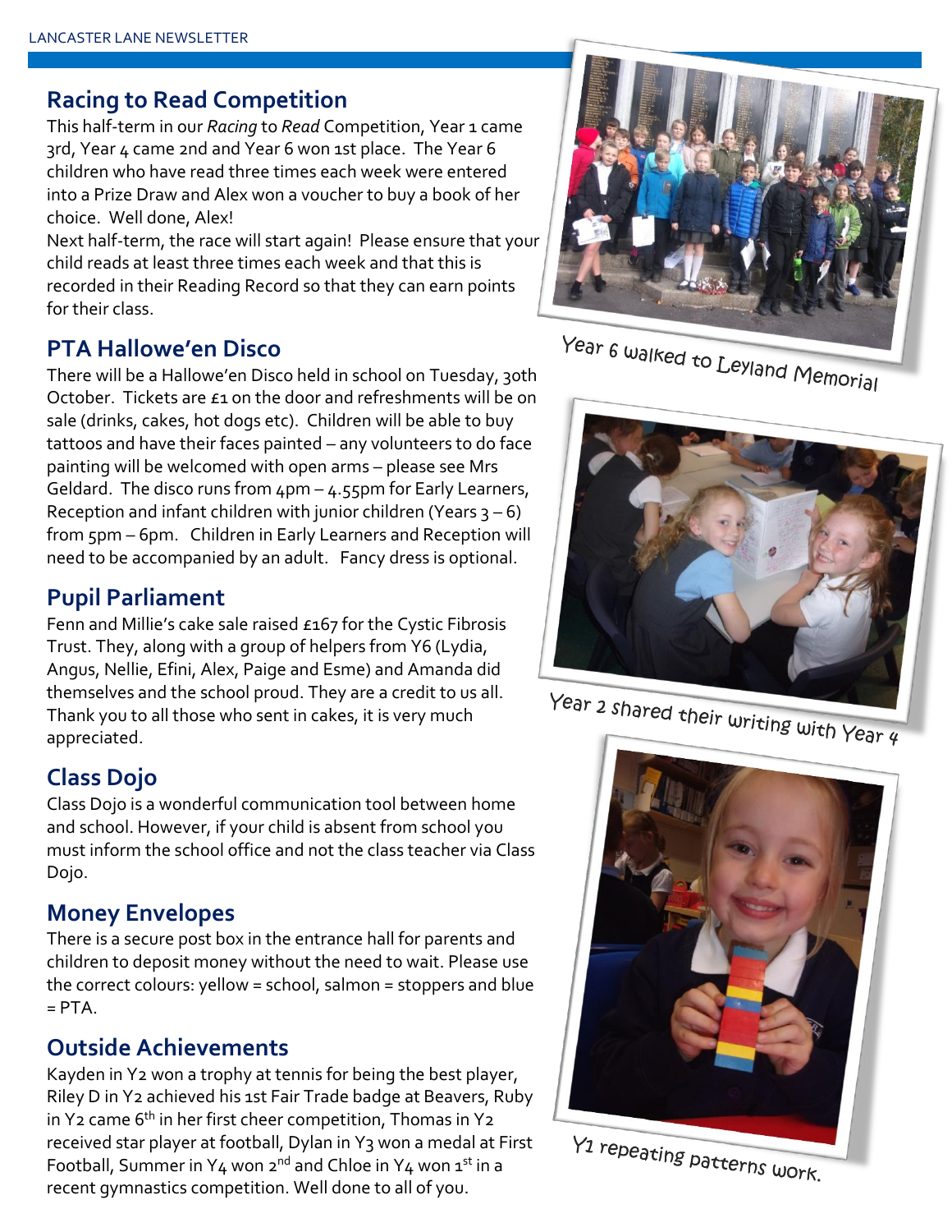## Racing to Read Competition

This half-term in our *Racing* to *Read* Competition, Year 1 came 3rd, Year 4 came 2nd and Year 6 won 1st place. The Year 6 children who have read three times each week were entered into a Prize Draw and Alex won a voucher to buy a book of her choice. Well done, Alex!

Next half-term, the race will start again! Please ensure that your child reads at least three times each week and that this is recorded in their Reading Record so that they can earn points for their class.

## PTA Hallowe'en Disco

There will be a Hallowe'en Disco held in school on Tuesday, 30th October. Tickets are £1 on the door and refreshments will be on sale (drinks, cakes, hot dogs etc). Children will be able to buy tattoos and have their faces painted – any volunteers to do face painting will be welcomed with open arms – please see Mrs Geldard. The disco runs from 4pm – 4.55pm for Early Learners, Reception and infant children with junior children (Years 3 – 6) from 5pm – 6pm. Children in Early Learners and Reception will need to be accompanied by an adult. Fancy dress is optional.

## Pupil Parliament

Fenn and Millie's cake sale raised £167 for the Cystic Fibrosis Trust. They, along with a group of helpers from Y6 (Lydia, Angus, Nellie, Efini, Alex, Paige and Esme) and Amanda did themselves and the school proud. They are a credit to us all. Thank you to all those who sent in cakes, it is very much appreciated.

## Class Dojo

Class Dojo is a wonderful communication tool between home and school. However, if your child is absent from school you must inform the school office and not the class teacher via Class Dojo.

## Money Envelopes

There is a secure post box in the entrance hall for parents and children to deposit money without the need to wait. Please use the correct colours: yellow = school, salmon = stoppers and blue = PTA.

## Outside Achievements

Kayden in Y2 won a trophy at tennis for being the best player, Riley D in Y2 achieved his 1st Fair Trade badge at Beavers, Ruby in Y2 came 6th in her first cheer competition, Thomas in Y2 received star player at football, Dylan in Y3 won a medal at First Football, Summer in Y4 won 2nd and Chloe in Y4 won 1st in a recent gymnastics competition. Well done to all of you.

Year 6 walked to Leyland Memorial

Year 2 shared their writing with Year 4

Y1 repeating patterns work.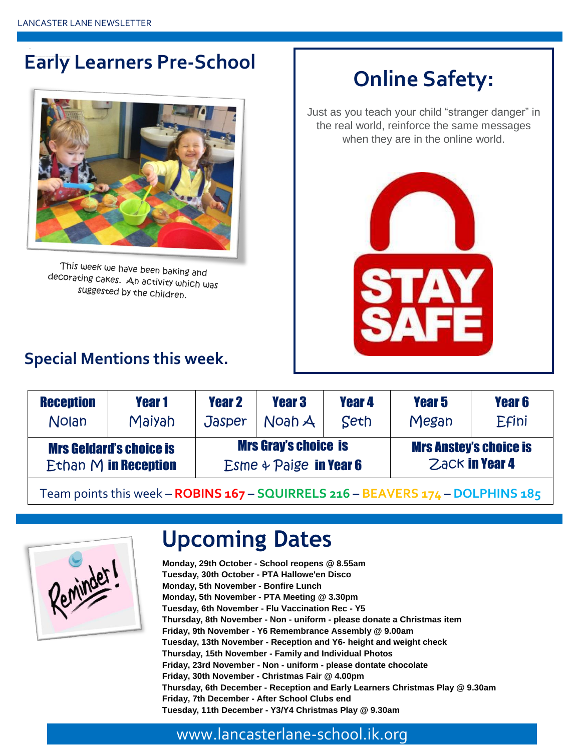## Early Learners Pre-School

This week we have been baking and decorating cakes. An activity which was suggested by the children.

## Online Safety:

Just as you teach your child "stranger danger" in the real world, reinforce the same messages when they are in the online world.

STAY SAFE

## Special Mentions this week.

| Reception | Year 1 | Year 2 | Year 3 | Year 4 | Year 5 | Year 6 |
|---|---|---|---|---|---|---|
| Nolan | Maiyah | Jasper | Noah A | Seth | Megan | Efini |
| Mrs Geldard's choice is Ethan M in Reception | | Mrs Gray's choice is Esme & Paige in Year 6 | | | Mrs Anstey's choice is Zack in Year 4 | |

Team points this week – ROBINS 167 – SQUIRRELS 216 – BEAVERS 174 – DOLPHINS 185

## Upcoming Dates

Reminder!

**Monday, 29th October - School reopens @ 8.55am**
**Tuesday, 30th October - PTA Hallowe'en Disco**
**Monday, 5th November - Bonfire Lunch**
**Monday, 5th November - PTA Meeting @ 3.30pm**
**Tuesday, 6th November - Flu Vaccination Rec - Y5**
**Thursday, 8th November - Non - uniform - please donate a Christmas item**
**Friday, 9th November - Y6 Remembrance Assembly @ 9.00am**
**Tuesday, 13th November - Reception and Y6- height and weight check**
**Thursday, 15th November - Family and Individual Photos**
**Friday, 23rd November - Non - uniform - please dontate chocolate**
**Friday, 30th November - Christmas Fair @ 4.00pm**
**Thursday, 6th December - Reception and Early Learners Christmas Play @ 9.30am**
**Friday, 7th December - After School Clubs end**
**Tuesday, 11th December - Y3/Y4 Christmas Play @ 9.30am**

www.lancasterlane-school.ik.org